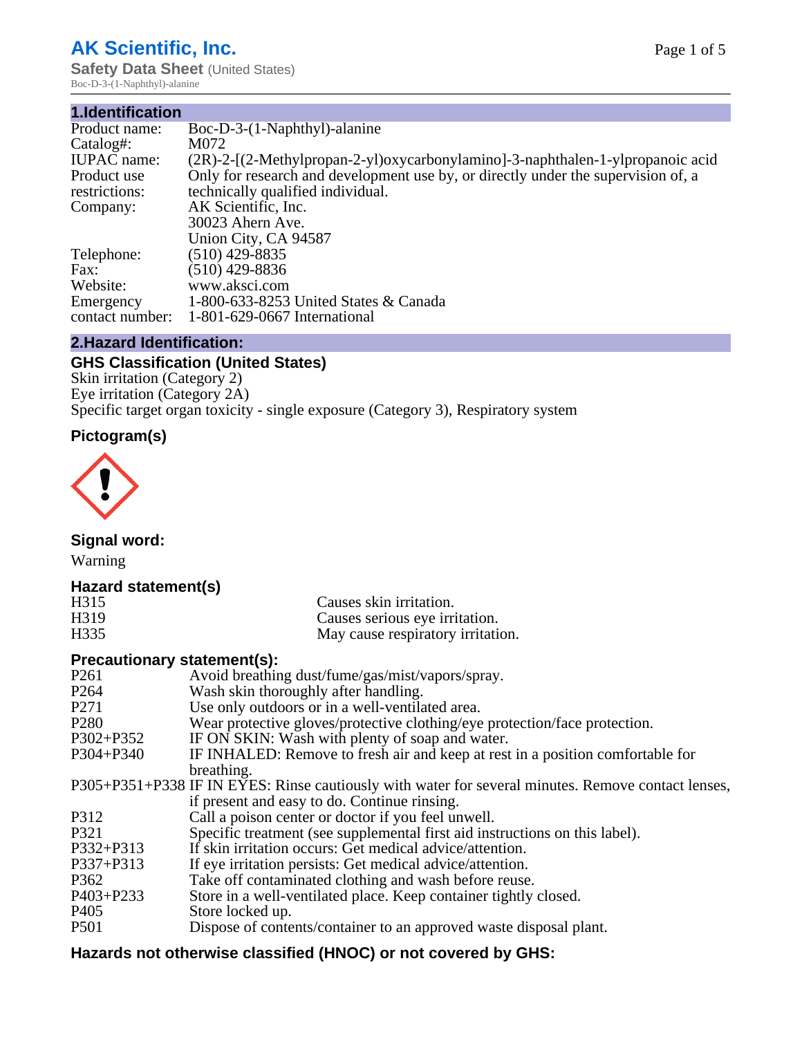# AK Scientific, Inc.

**Safety Data Sheet** (United States)
Boc-D-3-(1-Naphthyl)-alanine

## 1.Identification

| | |
|---|---|
| Product name: | Boc-D-3-(1-Naphthyl)-alanine |
| Catalog#: | M072 |
| IUPAC name: | (2R)-2-[(2-Methylpropan-2-yl)oxycarbonylamino]-3-naphthalen-1-ylpropanoic acid |
| Product use restrictions: | Only for research and development use by, or directly under the supervision of, a technically qualified individual. |
| Company: | AK Scientific, Inc.<br>30023 Ahern Ave.<br>Union City, CA 94587 |
| Telephone: | (510) 429-8835 |
| Fax: | (510) 429-8836 |
| Website: | www.aksci.com |
| Emergency contact number: | 1-800-633-8253 United States & Canada<br>1-801-629-0667 International |

## 2.Hazard Identification:

### GHS Classification (United States)

Skin irritation (Category 2)
Eye irritation (Category 2A)
Specific target organ toxicity - single exposure (Category 3), Respiratory system

### Pictogram(s)

### Signal word:

Warning

### Hazard statement(s)

| | |
|---|---|
| H315 | Causes skin irritation. |
| H319 | Causes serious eye irritation. |
| H335 | May cause respiratory irritation. |

### Precautionary statement(s):

| | |
|---|---|
| P261 | Avoid breathing dust/fume/gas/mist/vapors/spray. |
| P264 | Wash skin thoroughly after handling. |
| P271 | Use only outdoors or in a well-ventilated area. |
| P280 | Wear protective gloves/protective clothing/eye protection/face protection. |
| P302+P352 | IF ON SKIN: Wash with plenty of soap and water. |
| P304+P340 | IF INHALED: Remove to fresh air and keep at rest in a position comfortable for breathing. |
| P305+P351+P338 | IF IN EYES: Rinse cautiously with water for several minutes. Remove contact lenses, if present and easy to do. Continue rinsing. |
| P312 | Call a poison center or doctor if you feel unwell. |
| P321 | Specific treatment (see supplemental first aid instructions on this label). |
| P332+P313 | If skin irritation occurs: Get medical advice/attention. |
| P337+P313 | If eye irritation persists: Get medical advice/attention. |
| P362 | Take off contaminated clothing and wash before reuse. |
| P403+P233 | Store in a well-ventilated place. Keep container tightly closed. |
| P405 | Store locked up. |
| P501 | Dispose of contents/container to an approved waste disposal plant. |

### Hazards not otherwise classified (HNOC) or not covered by GHS: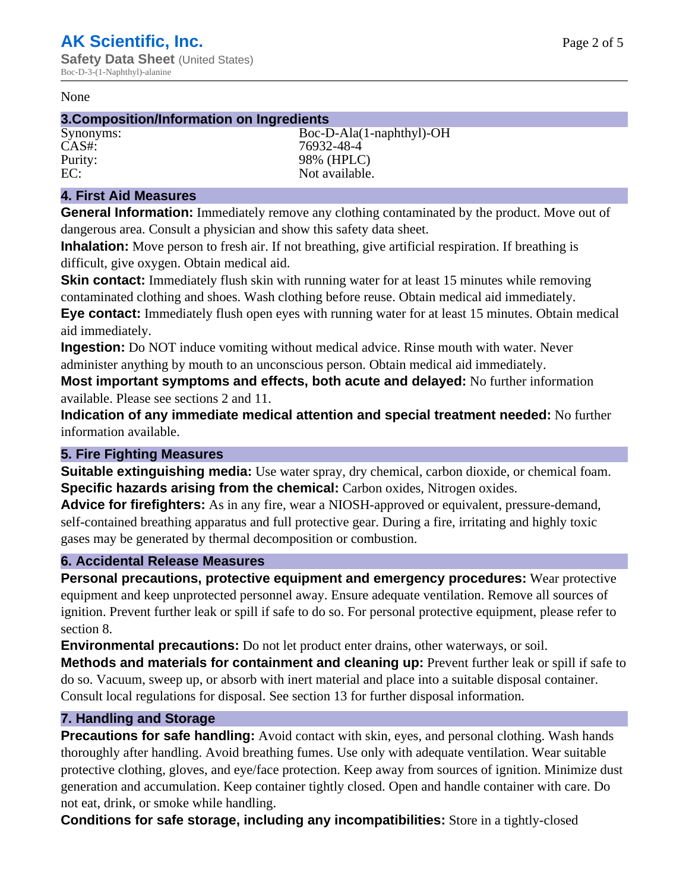None

## 3.Composition/Information on Ingredients

| | |
|---|---|
| Synonyms: | Boc-D-Ala(1-naphthyl)-OH |
| CAS#: | 76932-48-4 |
| Purity: | 98% (HPLC) |
| EC: | Not available. |

## 4. First Aid Measures

**General Information:** Immediately remove any clothing contaminated by the product. Move out of dangerous area. Consult a physician and show this safety data sheet.

**Inhalation:** Move person to fresh air. If not breathing, give artificial respiration. If breathing is difficult, give oxygen. Obtain medical aid.

**Skin contact:** Immediately flush skin with running water for at least 15 minutes while removing contaminated clothing and shoes. Wash clothing before reuse. Obtain medical aid immediately.

**Eye contact:** Immediately flush open eyes with running water for at least 15 minutes. Obtain medical aid immediately.

**Ingestion:** Do NOT induce vomiting without medical advice. Rinse mouth with water. Never administer anything by mouth to an unconscious person. Obtain medical aid immediately.

**Most important symptoms and effects, both acute and delayed:** No further information available. Please see sections 2 and 11.

**Indication of any immediate medical attention and special treatment needed:** No further information available.

## 5. Fire Fighting Measures

**Suitable extinguishing media:** Use water spray, dry chemical, carbon dioxide, or chemical foam.

**Specific hazards arising from the chemical:** Carbon oxides, Nitrogen oxides.

**Advice for firefighters:** As in any fire, wear a NIOSH-approved or equivalent, pressure-demand, self-contained breathing apparatus and full protective gear. During a fire, irritating and highly toxic gases may be generated by thermal decomposition or combustion.

## 6. Accidental Release Measures

**Personal precautions, protective equipment and emergency procedures:** Wear protective equipment and keep unprotected personnel away. Ensure adequate ventilation. Remove all sources of ignition. Prevent further leak or spill if safe to do so. For personal protective equipment, please refer to section 8.

**Environmental precautions:** Do not let product enter drains, other waterways, or soil.

**Methods and materials for containment and cleaning up:** Prevent further leak or spill if safe to do so. Vacuum, sweep up, or absorb with inert material and place into a suitable disposal container. Consult local regulations for disposal. See section 13 for further disposal information.

## 7. Handling and Storage

**Precautions for safe handling:** Avoid contact with skin, eyes, and personal clothing. Wash hands thoroughly after handling. Avoid breathing fumes. Use only with adequate ventilation. Wear suitable protective clothing, gloves, and eye/face protection. Keep away from sources of ignition. Minimize dust generation and accumulation. Keep container tightly closed. Open and handle container with care. Do not eat, drink, or smoke while handling.

**Conditions for safe storage, including any incompatibilities:** Store in a tightly-closed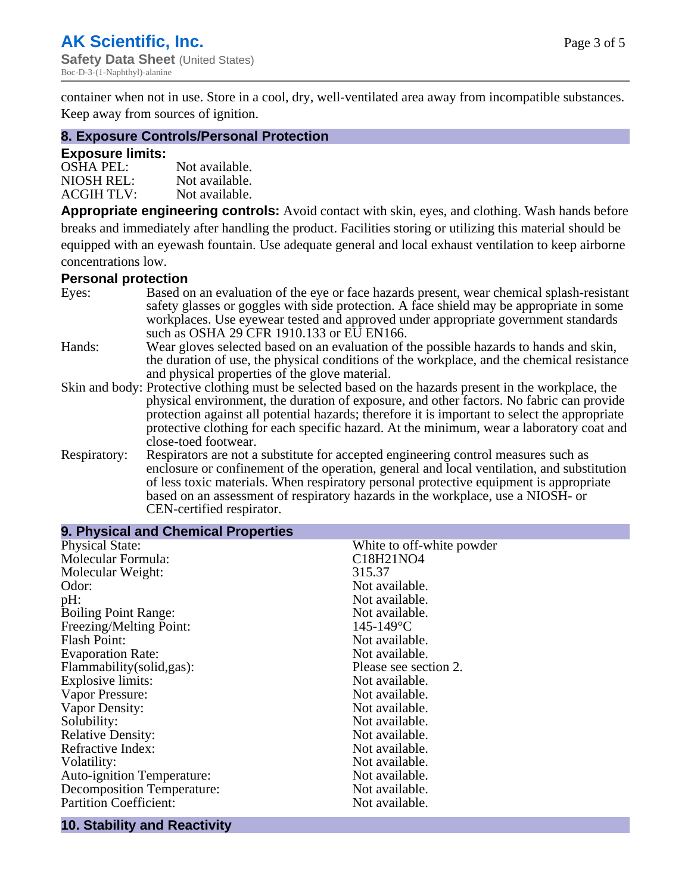container when not in use. Store in a cool, dry, well-ventilated area away from incompatible substances. Keep away from sources of ignition.

## 8. Exposure Controls/Personal Protection

### Exposure limits:

| | |
|---|---|
| OSHA PEL: | Not available. |
| NIOSH REL: | Not available. |
| ACGIH TLV: | Not available. |

**Appropriate engineering controls:** Avoid contact with skin, eyes, and clothing. Wash hands before breaks and immediately after handling the product. Facilities storing or utilizing this material should be equipped with an eyewash fountain. Use adequate general and local exhaust ventilation to keep airborne concentrations low.

### Personal protection

| | |
|---|---|
| Eyes: | Based on an evaluation of the eye or face hazards present, wear chemical splash-resistant safety glasses or goggles with side protection. A face shield may be appropriate in some workplaces. Use eyewear tested and approved under appropriate government standards such as OSHA 29 CFR 1910.133 or EU EN166. |
| Hands: | Wear gloves selected based on an evaluation of the possible hazards to hands and skin, the duration of use, the physical conditions of the workplace, and the chemical resistance and physical properties of the glove material. |
| Skin and body: | Protective clothing must be selected based on the hazards present in the workplace, the physical environment, the duration of exposure, and other factors. No fabric can provide protection against all potential hazards; therefore it is important to select the appropriate protective clothing for each specific hazard. At the minimum, wear a laboratory coat and close-toed footwear. |
| Respiratory: | Respirators are not a substitute for accepted engineering control measures such as enclosure or confinement of the operation, general and local ventilation, and substitution of less toxic materials. When respiratory personal protective equipment is appropriate based on an assessment of respiratory hazards in the workplace, use a NIOSH- or CEN-certified respirator. |

## 9. Physical and Chemical Properties

| | |
|---|---|
| Physical State: | White to off-white powder |
| Molecular Formula: | $C_{18}H_{21}NO_4$ |
| Molecular Weight: | 315.37 |
| Odor: | Not available. |
| pH: | Not available. |
| Boiling Point Range: | Not available. |
| Freezing/Melting Point: | 145-149°C |
| Flash Point: | Not available. |
| Evaporation Rate: | Not available. |
| Flammability(solid,gas): | Please see section 2. |
| Explosive limits: | Not available. |
| Vapor Pressure: | Not available. |
| Vapor Density: | Not available. |
| Solubility: | Not available. |
| Relative Density: | Not available. |
| Refractive Index: | Not available. |
| Volatility: | Not available. |
| Auto-ignition Temperature: | Not available. |
| Decomposition Temperature: | Not available. |
| Partition Coefficient: | Not available. |

## 10. Stability and Reactivity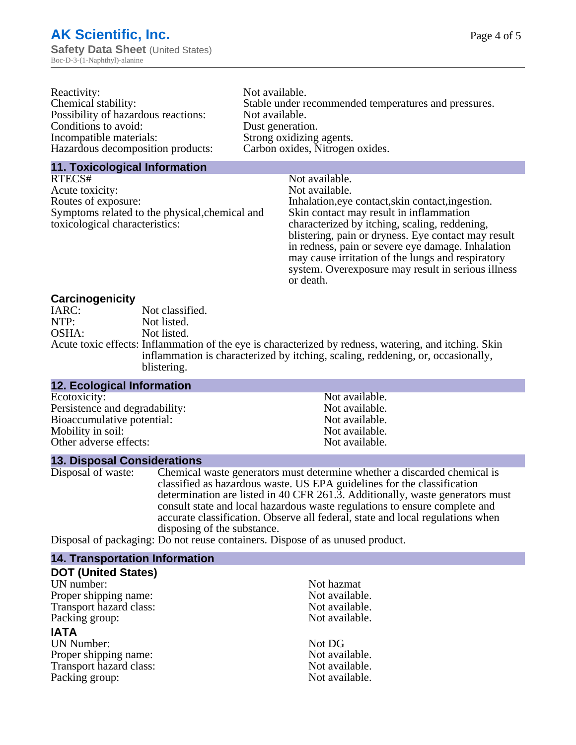| | |
|---|---|
| Reactivity: | Not available. |
| Chemical stability: | Stable under recommended temperatures and pressures. |
| Possibility of hazardous reactions: | Not available. |
| Conditions to avoid: | Dust generation. |
| Incompatible materials: | Strong oxidizing agents. |
| Hazardous decomposition products: | Carbon oxides, Nitrogen oxides. |

## 11. Toxicological Information

| | |
|---|---|
| RTECS# | Not available. |
| Acute toxicity: | Not available. |
| Routes of exposure: | Inhalation,eye contact,skin contact,ingestion. |
| Symptoms related to the physical,chemical and toxicological characteristics: | Skin contact may result in inflammation characterized by itching, scaling, reddening, blistering, pain or dryness. Eye contact may result in redness, pain or severe eye damage. Inhalation may cause irritation of the lungs and respiratory system. Overexposure may result in serious illness or death. |

### Carcinogenicity

| | |
|---|---|
| IARC: | Not classified. |
| NTP: | Not listed. |
| OSHA: | Not listed. |
| Acute toxic effects: | Inflammation of the eye is characterized by redness, watering, and itching. Skin inflammation is characterized by itching, scaling, reddening, or, occasionally, blistering. |

## 12. Ecological Information

| | |
|---|---|
| Ecotoxicity: | Not available. |
| Persistence and degradability: | Not available. |
| Bioaccumulative potential: | Not available. |
| Mobility in soil: | Not available. |
| Other adverse effects: | Not available. |

## 13. Disposal Considerations

| | |
|---|---|
| Disposal of waste: | Chemical waste generators must determine whether a discarded chemical is classified as hazardous waste. US EPA guidelines for the classification determination are listed in 40 CFR 261.3. Additionally, waste generators must consult state and local hazardous waste regulations to ensure complete and accurate classification. Observe all federal, state and local regulations when disposing of the substance. |
| Disposal of packaging: | Do not reuse containers. Dispose of as unused product. |

## 14. Transportation Information

### DOT (United States)

| | |
|---|---|
| UN number: | Not hazmat |
| Proper shipping name: | Not available. |
| Transport hazard class: | Not available. |
| Packing group: | Not available. |

### IATA

| | |
|---|---|
| UN Number: | Not DG |
| Proper shipping name: | Not available. |
| Transport hazard class: | Not available. |
| Packing group: | Not available. |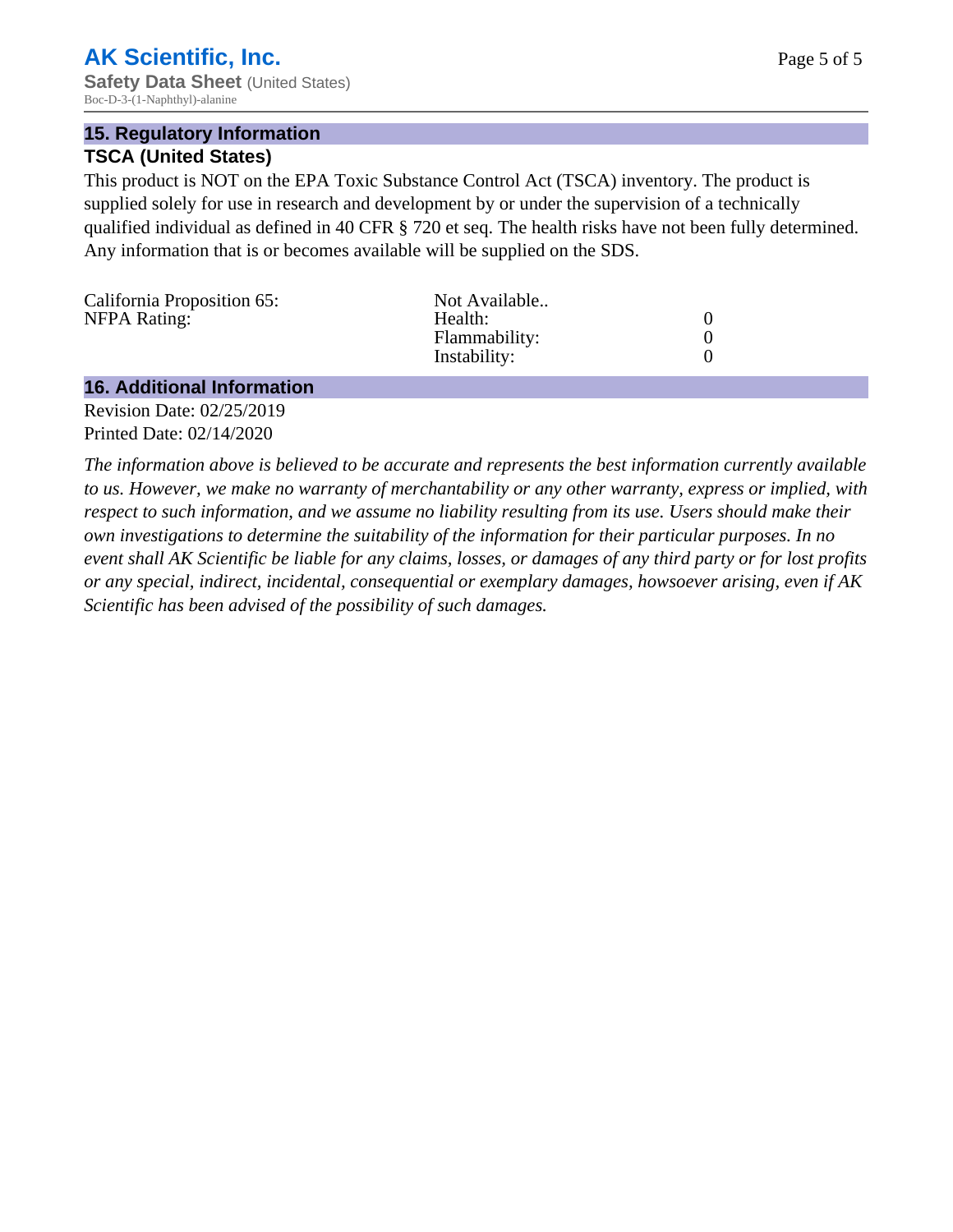## 15. Regulatory Information

### TSCA (United States)

This product is NOT on the EPA Toxic Substance Control Act (TSCA) inventory. The product is supplied solely for use in research and development by or under the supervision of a technically qualified individual as defined in 40 CFR § 720 et seq. The health risks have not been fully determined. Any information that is or becomes available will be supplied on the SDS.

| | | |
|---|---|---|
| California Proposition 65: | Not Available.. | |
| NFPA Rating: | Health: | 0 |
| | Flammability: | 0 |
| | Instability: | 0 |

## 16. Additional Information

Revision Date: 02/25/2019
Printed Date: 02/14/2020

*The information above is believed to be accurate and represents the best information currently available to us. However, we make no warranty of merchantability or any other warranty, express or implied, with respect to such information, and we assume no liability resulting from its use. Users should make their own investigations to determine the suitability of the information for their particular purposes. In no event shall AK Scientific be liable for any claims, losses, or damages of any third party or for lost profits or any special, indirect, incidental, consequential or exemplary damages, howsoever arising, even if AK Scientific has been advised of the possibility of such damages.*